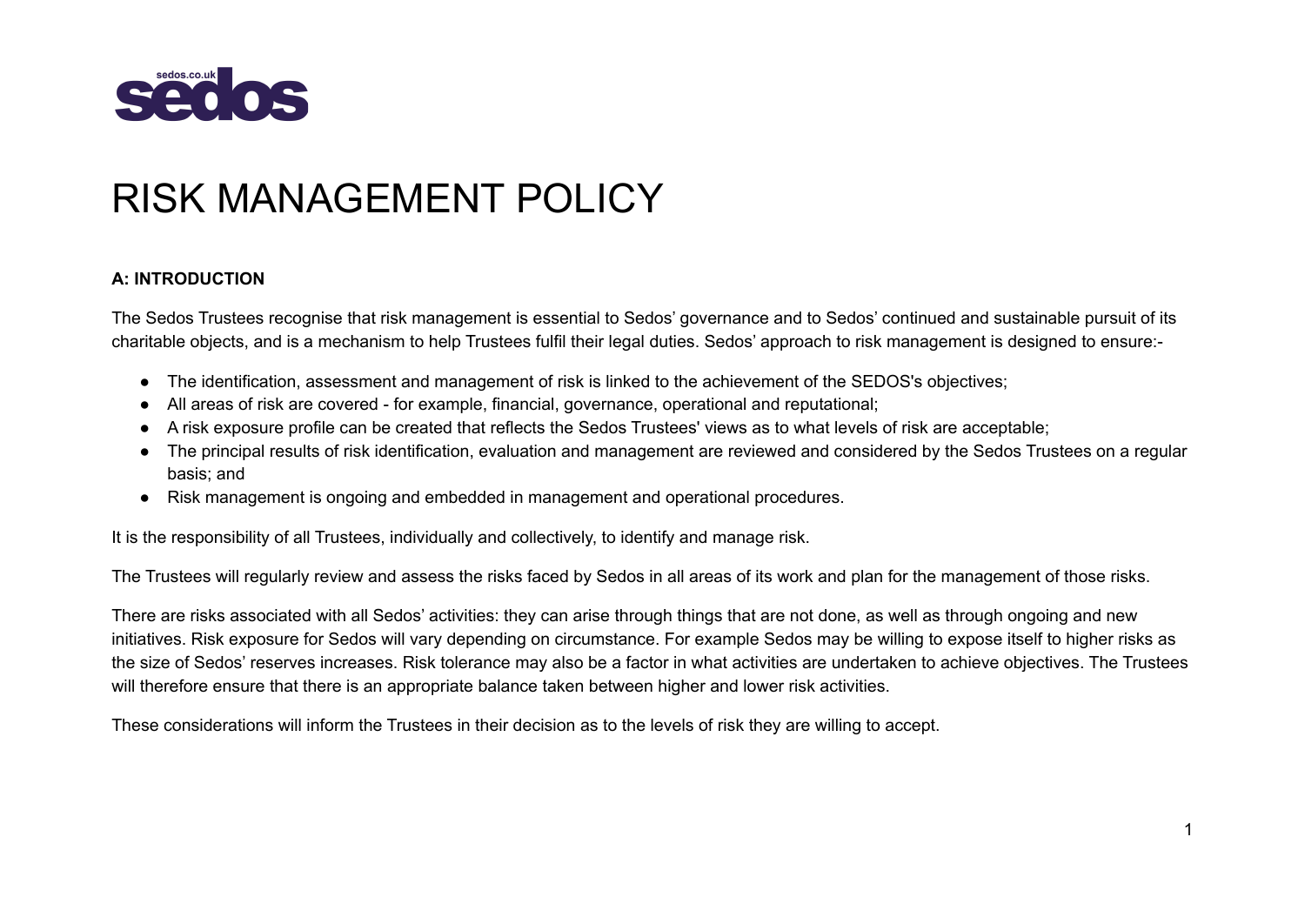# RISK MANAGEMENT POLICY

**A: INTRODUCTION**

The Sedos Trustees recognise that risk management is essential to Sedos' governance and to Sedos' continued and sustainable pursuit of its charitable objects, and is a mechanism to help Trustees fulfil their legal duties. Sedos' approach to risk management is designed to ensure:-

- The identification, assessment and management of risk is linked to the achievement of the SEDOS's objectives;
- All areas of risk are covered - for example, financial, governance, operational and reputational;
- A risk exposure profile can be created that reflects the Sedos Trustees' views as to what levels of risk are acceptable;
- The principal results of risk identification, evaluation and management are reviewed and considered by the Sedos Trustees on a regular basis; and
- Risk management is ongoing and embedded in management and operational procedures.

It is the responsibility of all Trustees, individually and collectively, to identify and manage risk.

The Trustees will regularly review and assess the risks faced by Sedos in all areas of its work and plan for the management of those risks.

There are risks associated with all Sedos' activities: they can arise through things that are not done, as well as through ongoing and new initiatives. Risk exposure for Sedos will vary depending on circumstance. For example Sedos may be willing to expose itself to higher risks as the size of Sedos' reserves increases. Risk tolerance may also be a factor in what activities are undertaken to achieve objectives. The Trustees will therefore ensure that there is an appropriate balance taken between higher and lower risk activities.

These considerations will inform the Trustees in their decision as to the levels of risk they are willing to accept.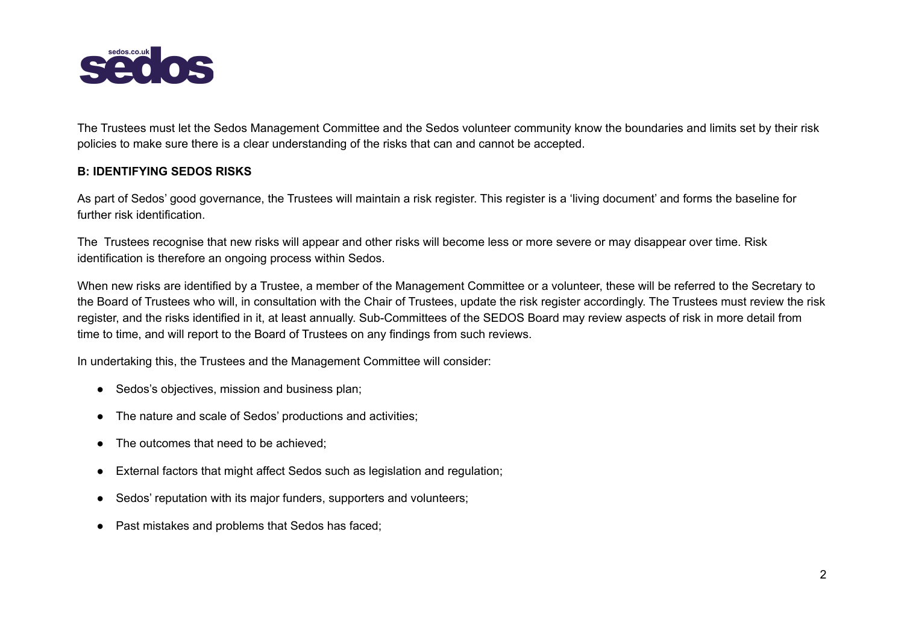The Trustees must let the Sedos Management Committee and the Sedos volunteer community know the boundaries and limits set by their risk policies to make sure there is a clear understanding of the risks that can and cannot be accepted.

**B: IDENTIFYING SEDOS RISKS**

As part of Sedos' good governance, the Trustees will maintain a risk register. This register is a 'living document' and forms the baseline for further risk identification.

The Trustees recognise that new risks will appear and other risks will become less or more severe or may disappear over time. Risk identification is therefore an ongoing process within Sedos.

When new risks are identified by a Trustee, a member of the Management Committee or a volunteer, these will be referred to the Secretary to the Board of Trustees who will, in consultation with the Chair of Trustees, update the risk register accordingly. The Trustees must review the risk register, and the risks identified in it, at least annually. Sub-Committees of the SEDOS Board may review aspects of risk in more detail from time to time, and will report to the Board of Trustees on any findings from such reviews.

In undertaking this, the Trustees and the Management Committee will consider:

- Sedos's objectives, mission and business plan;
- The nature and scale of Sedos' productions and activities;
- The outcomes that need to be achieved;
- External factors that might affect Sedos such as legislation and regulation;
- Sedos' reputation with its major funders, supporters and volunteers;
- Past mistakes and problems that Sedos has faced;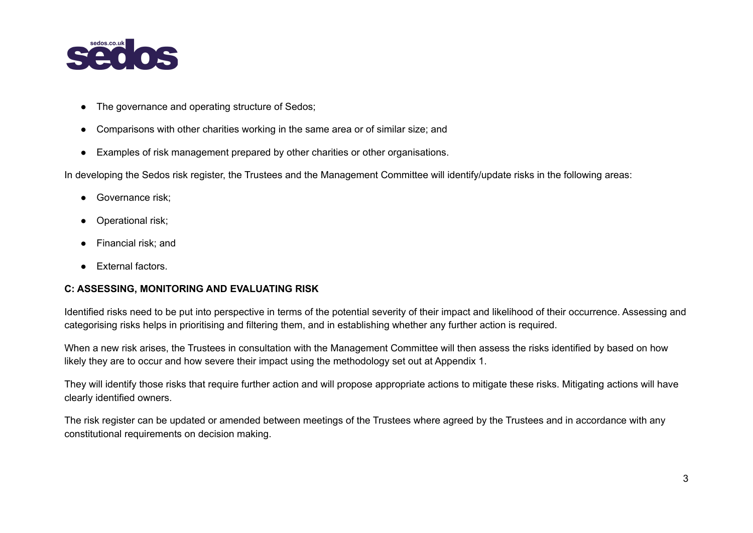- The governance and operating structure of Sedos;
- Comparisons with other charities working in the same area or of similar size; and
- Examples of risk management prepared by other charities or other organisations.

In developing the Sedos risk register, the Trustees and the Management Committee will identify/update risks in the following areas:

- Governance risk;
- Operational risk;
- Financial risk; and
- External factors.

**C: ASSESSING, MONITORING AND EVALUATING RISK**

Identified risks need to be put into perspective in terms of the potential severity of their impact and likelihood of their occurrence. Assessing and categorising risks helps in prioritising and filtering them, and in establishing whether any further action is required.

When a new risk arises, the Trustees in consultation with the Management Committee will then assess the risks identified by based on how likely they are to occur and how severe their impact using the methodology set out at Appendix 1.

They will identify those risks that require further action and will propose appropriate actions to mitigate these risks. Mitigating actions will have clearly identified owners.

The risk register can be updated or amended between meetings of the Trustees where agreed by the Trustees and in accordance with any constitutional requirements on decision making.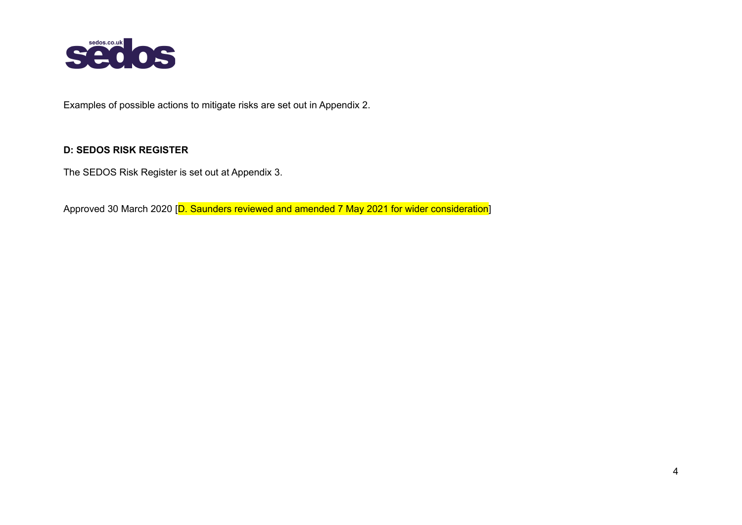Examples of possible actions to mitigate risks are set out in Appendix 2.

**D: SEDOS RISK REGISTER**

The SEDOS Risk Register is set out at Appendix 3.

Approved 30 March 2020 [D. Saunders reviewed and amended 7 May 2021 for wider consideration]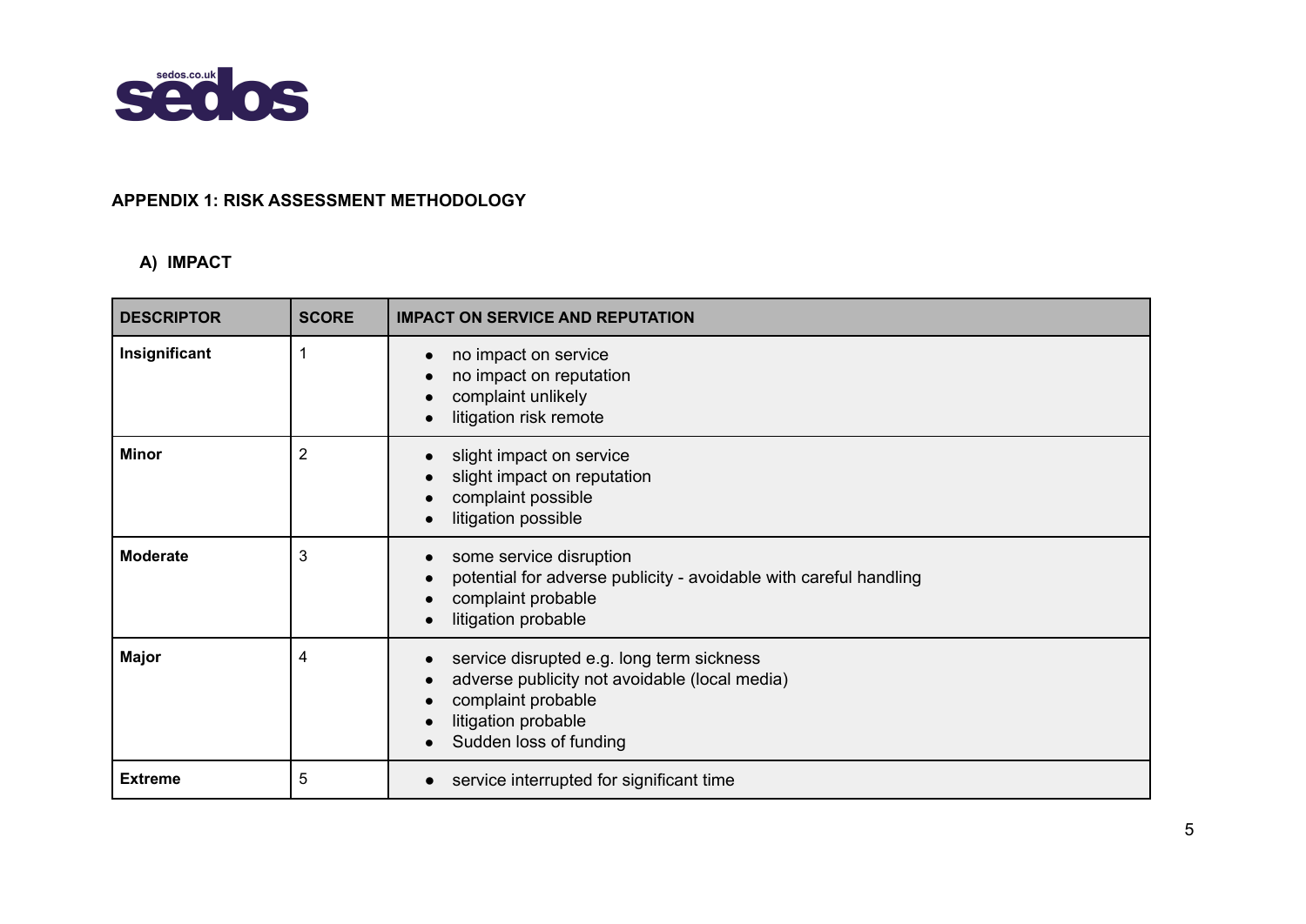## APPENDIX 1: RISK ASSESSMENT METHODOLOGY

### A) IMPACT

| DESCRIPTOR | SCORE | IMPACT ON SERVICE AND REPUTATION |
|---|---|---|
| **Insignificant** | 1 | • no impact on service<br>• no impact on reputation<br>• complaint unlikely<br>• litigation risk remote |
| **Minor** | 2 | • slight impact on service<br>• slight impact on reputation<br>• complaint possible<br>• litigation possible |
| **Moderate** | 3 | • some service disruption<br>• potential for adverse publicity - avoidable with careful handling<br>• complaint probable<br>• litigation probable |
| **Major** | 4 | • service disrupted e.g. long term sickness<br>• adverse publicity not avoidable (local media)<br>• complaint probable<br>• litigation probable<br>• Sudden loss of funding |
| **Extreme** | 5 | • service interrupted for significant time |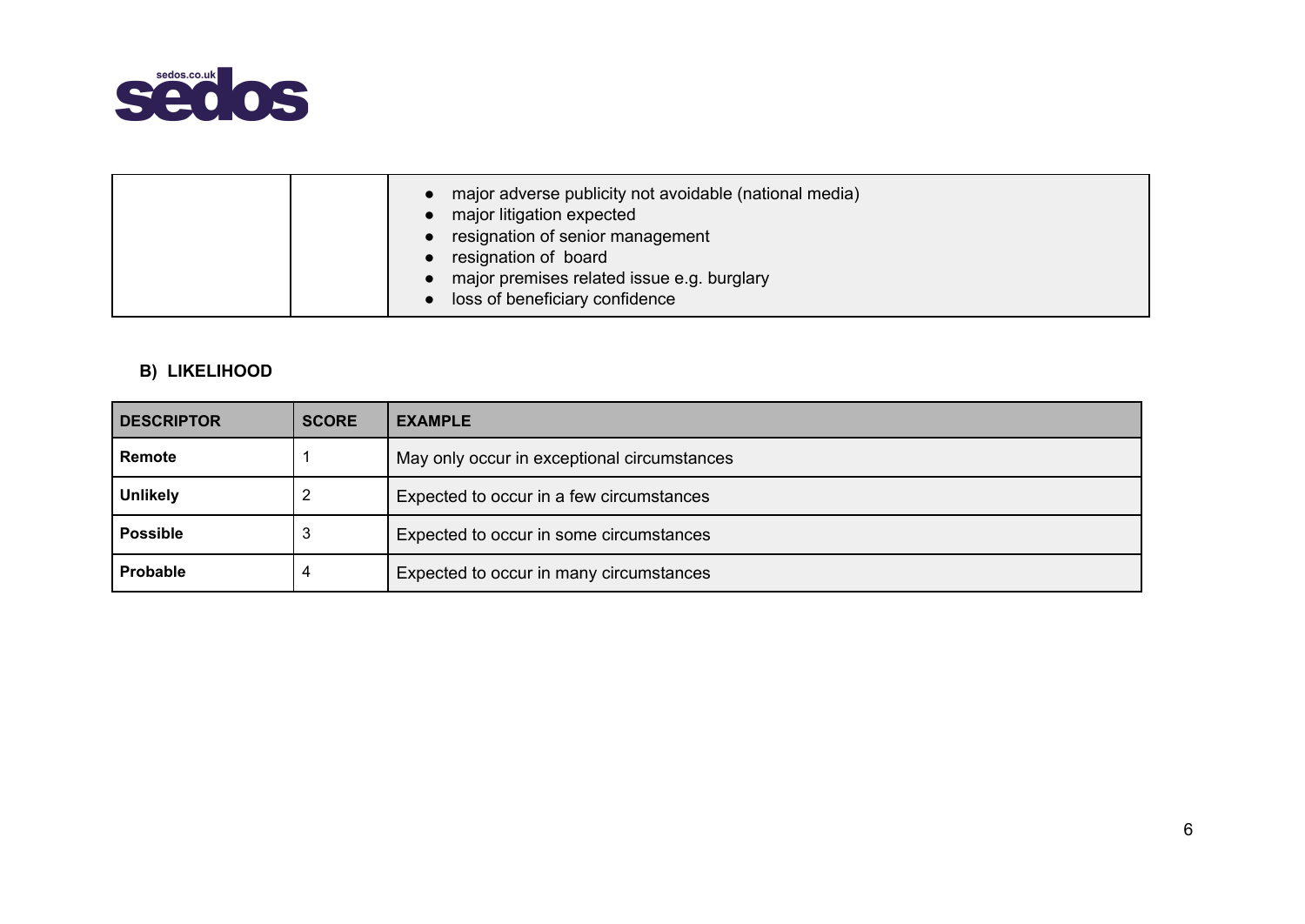| | | |
|---|---|---|
| | | • major adverse publicity not avoidable (national media)<br>• major litigation expected<br>• resignation of senior management<br>• resignation of board<br>• major premises related issue e.g. burglary<br>• loss of beneficiary confidence |

**B) LIKELIHOOD**

| DESCRIPTOR | SCORE | EXAMPLE |
|---|---|---|
| **Remote** | 1 | May only occur in exceptional circumstances |
| **Unlikely** | 2 | Expected to occur in a few circumstances |
| **Possible** | 3 | Expected to occur in some circumstances |
| **Probable** | 4 | Expected to occur in many circumstances |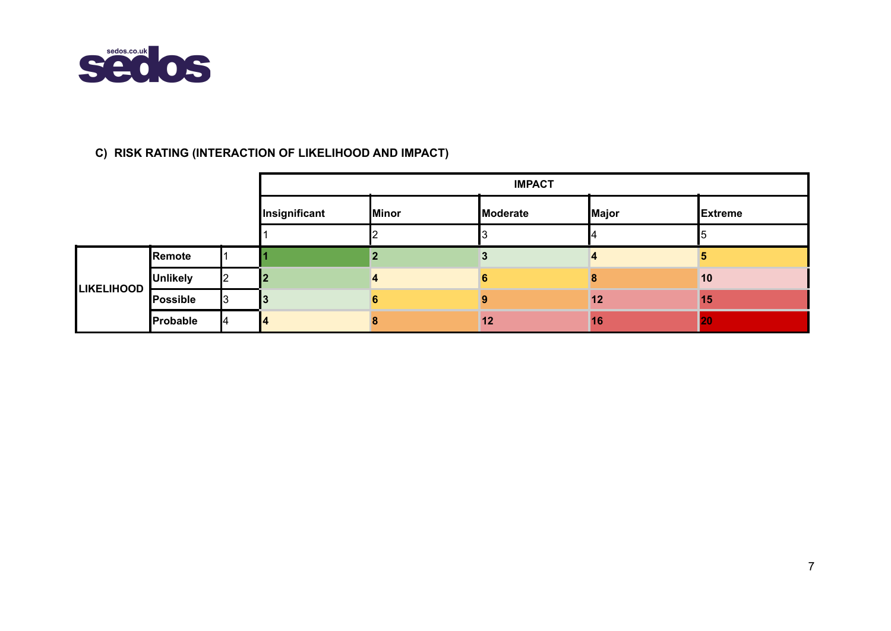sedos.co.uk
**sedos**

#### C) RISK RATING (INTERACTION OF LIKELIHOOD AND IMPACT)

| | | | IMPACT | | | | |
|---|---|---|---|---|---|---|---|
| | | | Insignificant | Minor | Moderate | Major | Extreme |
| | | | 1 | 2 | 3 | 4 | 5 |
| LIKELIHOOD | Remote | 1 | 1 | 2 | 3 | 4 | 5 |
| | Unlikely | 2 | 2 | 4 | 6 | 8 | 10 |
| | Possible | 3 | 3 | 6 | 9 | 12 | 15 |
| | Probable | 4 | 4 | 8 | 12 | 16 | 20 |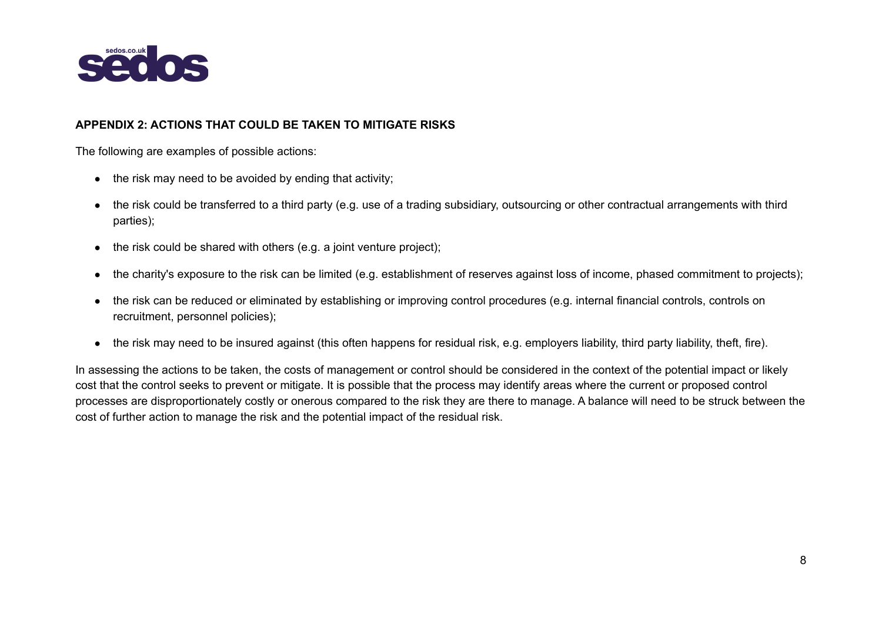## APPENDIX 2: ACTIONS THAT COULD BE TAKEN TO MITIGATE RISKS

The following are examples of possible actions:

- the risk may need to be avoided by ending that activity;
- the risk could be transferred to a third party (e.g. use of a trading subsidiary, outsourcing or other contractual arrangements with third parties);
- the risk could be shared with others (e.g. a joint venture project);
- the charity's exposure to the risk can be limited (e.g. establishment of reserves against loss of income, phased commitment to projects);
- the risk can be reduced or eliminated by establishing or improving control procedures (e.g. internal financial controls, controls on recruitment, personnel policies);
- the risk may need to be insured against (this often happens for residual risk, e.g. employers liability, third party liability, theft, fire).

In assessing the actions to be taken, the costs of management or control should be considered in the context of the potential impact or likely cost that the control seeks to prevent or mitigate. It is possible that the process may identify areas where the current or proposed control processes are disproportionately costly or onerous compared to the risk they are there to manage. A balance will need to be struck between the cost of further action to manage the risk and the potential impact of the residual risk.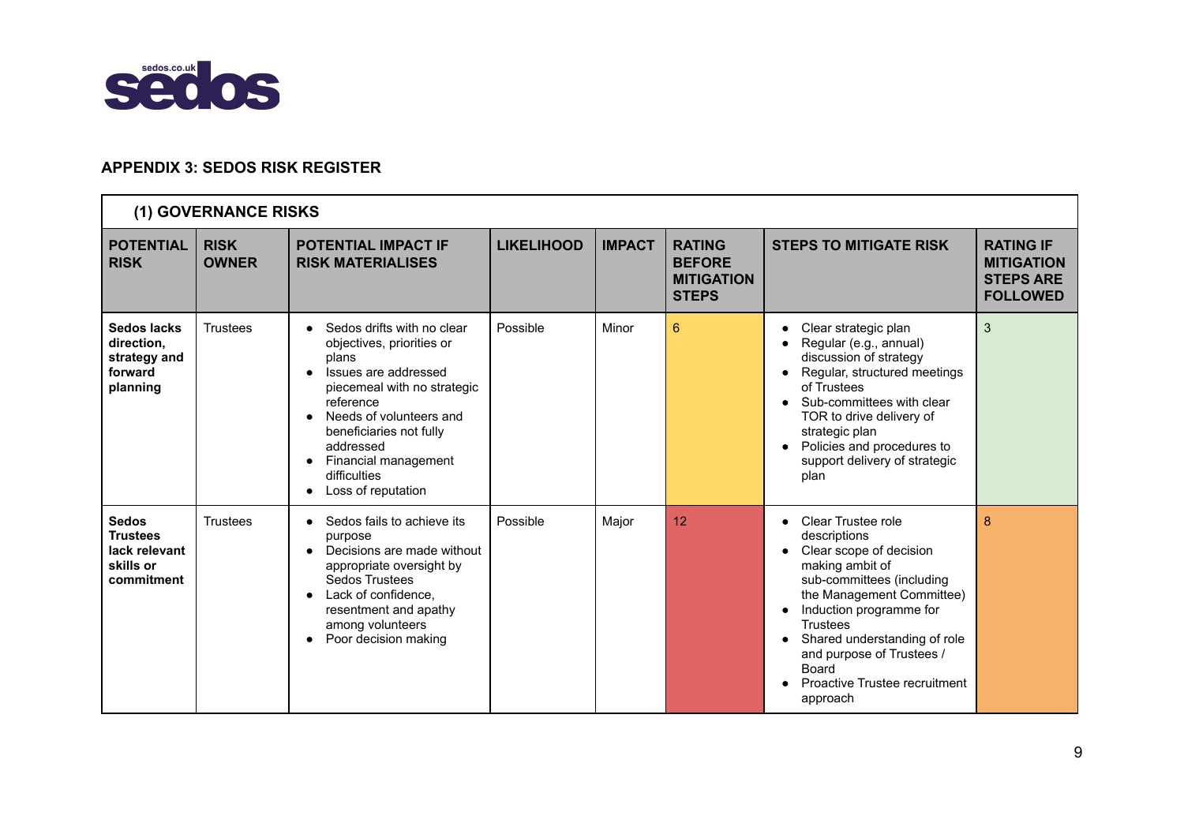## APPENDIX 3: SEDOS RISK REGISTER

### (1) GOVERNANCE RISKS

| POTENTIAL RISK | RISK OWNER | POTENTIAL IMPACT IF RISK MATERIALISES | LIKELIHOOD | IMPACT | RATING BEFORE MITIGATION STEPS | STEPS TO MITIGATE RISK | RATING IF MITIGATION STEPS ARE FOLLOWED |
|---|---|---|---|---|---|---|---|
| **Sedos lacks direction, strategy and forward planning** | Trustees | • Sedos drifts with no clear objectives, priorities or plans<br>• Issues are addressed piecemeal with no strategic reference<br>• Needs of volunteers and beneficiaries not fully addressed<br>• Financial management difficulties<br>• Loss of reputation | Possible | Minor | 6 | • Clear strategic plan<br>• Regular (e.g., annual) discussion of strategy<br>• Regular, structured meetings of Trustees<br>• Sub-committees with clear TOR to drive delivery of strategic plan<br>• Policies and procedures to support delivery of strategic plan | 3 |
| **Sedos Trustees lack relevant skills or commitment** | Trustees | • Sedos fails to achieve its purpose<br>• Decisions are made without appropriate oversight by Sedos Trustees<br>• Lack of confidence, resentment and apathy among volunteers<br>• Poor decision making | Possible | Major | 12 | • Clear Trustee role descriptions<br>• Clear scope of decision making ambit of sub-committees (including the Management Committee)<br>• Induction programme for Trustees<br>• Shared understanding of role and purpose of Trustees / Board<br>• Proactive Trustee recruitment approach | 8 |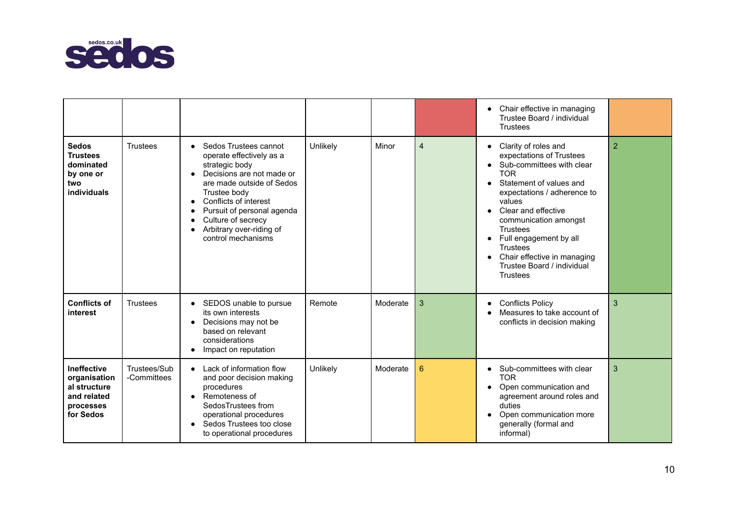| | | | | | | | |
|---|---|---|---|---|---|---|---|
| | | | | | | • Chair effective in managing Trustee Board / individual Trustees | |
| **Sedos Trustees dominated by one or two individuals** | Trustees | • Sedos Trustees cannot operate effectively as a strategic body<br>• Decisions are not made or are made outside of Sedos Trustee body<br>• Conflicts of interest<br>• Pursuit of personal agenda<br>• Culture of secrecy<br>• Arbitrary over-riding of control mechanisms | Unlikely | Minor | 4 | • Clarity of roles and expectations of Trustees<br>• Sub-committees with clear TOR<br>• Statement of values and expectations / adherence to values<br>• Clear and effective communication amongst Trustees<br>• Full engagement by all Trustees<br>• Chair effective in managing Trustee Board / individual Trustees | 2 |
| **Conflicts of interest** | Trustees | • SEDOS unable to pursue its own interests<br>• Decisions may not be based on relevant considerations<br>• Impact on reputation | Remote | Moderate | 3 | • Conflicts Policy<br>• Measures to take account of conflicts in decision making | 3 |
| **Ineffective organisational structure and related processes for Sedos** | Trustees/Sub-Committees | • Lack of information flow and poor decision making procedures<br>• Remoteness of SedosTrustees from operational procedures<br>• Sedos Trustees too close to operational procedures | Unlikely | Moderate | 6 | • Sub-committees with clear TOR<br>• Open communication and agreement around roles and duties<br>• Open communication more generally (formal and informal) | 3 |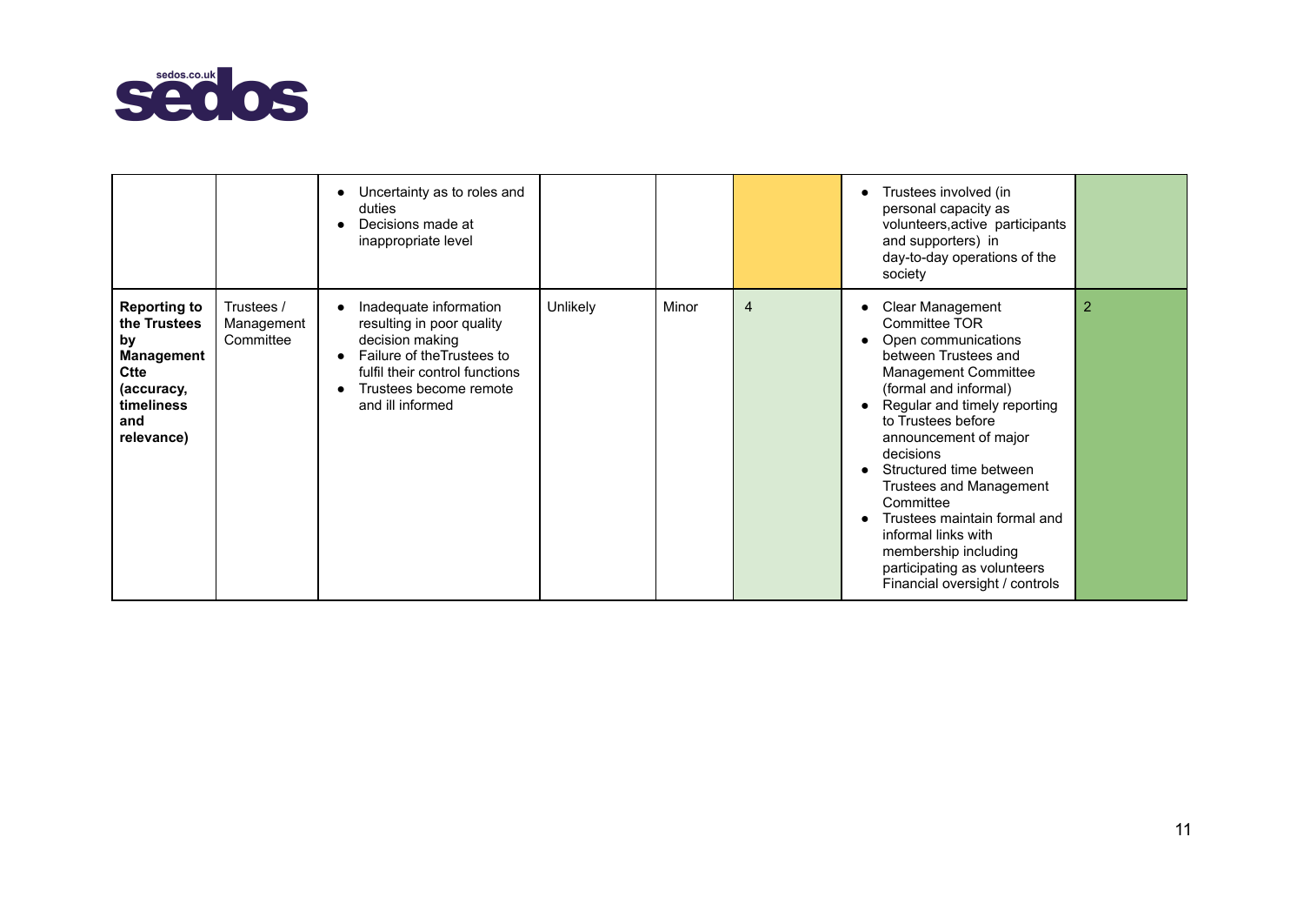| | | | | | | | |
|---|---|---|---|---|---|---|---|
| | | • Uncertainty as to roles and duties<br>• Decisions made at inappropriate level | | | | • Trustees involved (in personal capacity as volunteers,active participants and supporters) in day-to-day operations of the society | |
| **Reporting to the Trustees by Management Ctte (accuracy, timeliness and relevance)** | Trustees / Management Committee | • Inadequate information resulting in poor quality decision making<br>• Failure of theTrustees to fulfil their control functions<br>• Trustees become remote and ill informed | Unlikely | Minor | 4 | • Clear Management Committee TOR<br>• Open communications between Trustees and Management Committee (formal and informal)<br>• Regular and timely reporting to Trustees before announcement of major decisions<br>• Structured time between Trustees and Management Committee<br>• Trustees maintain formal and informal links with membership including participating as volunteers Financial oversight / controls | 2 |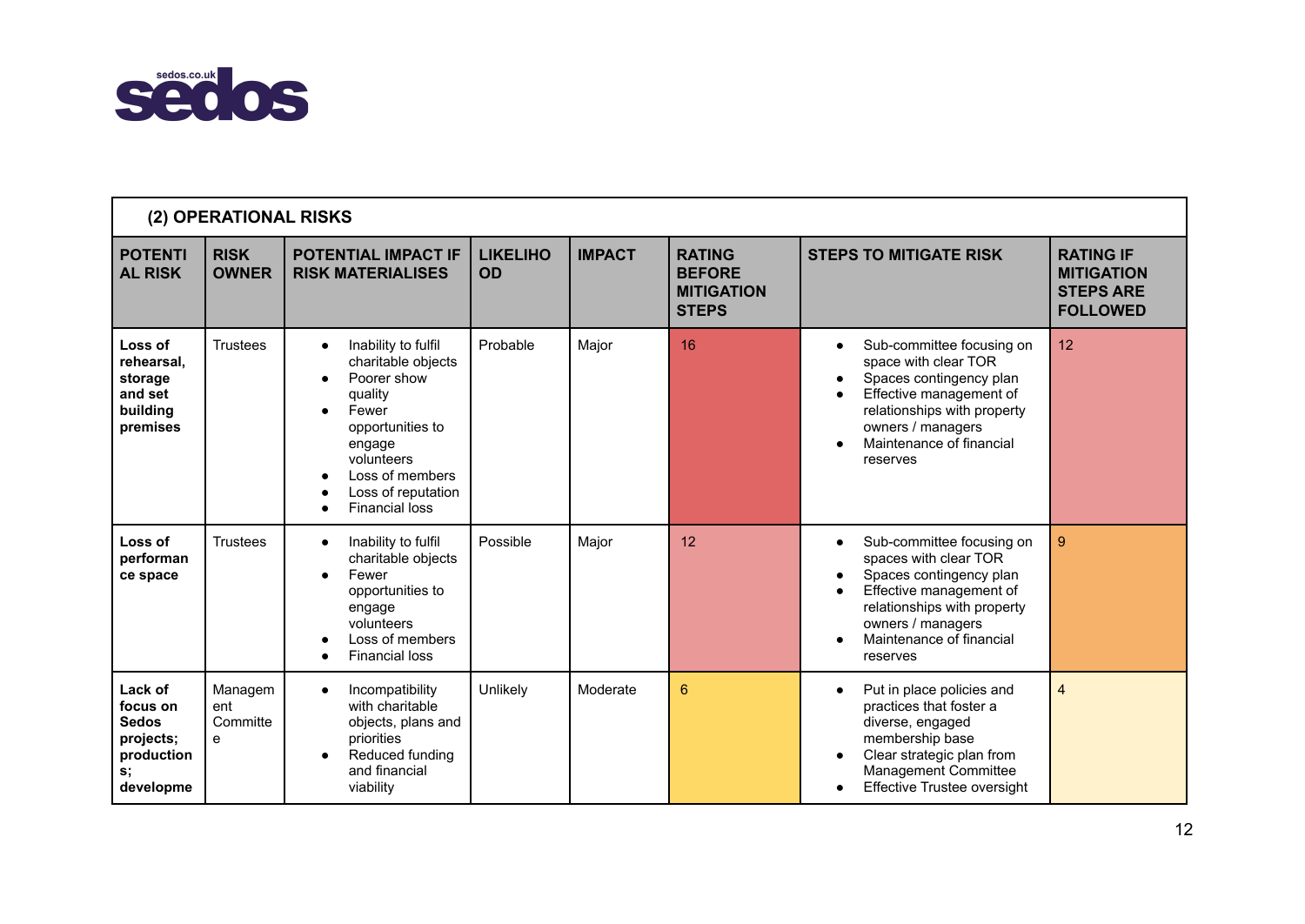## (2) OPERATIONAL RISKS

| POTENTIAL RISK | RISK OWNER | POTENTIAL IMPACT IF RISK MATERIALISES | LIKELIHOOD | IMPACT | RATING BEFORE MITIGATION STEPS | STEPS TO MITIGATE RISK | RATING IF MITIGATION STEPS ARE FOLLOWED |
|---|---|---|---|---|---|---|---|
| **Loss of rehearsal, storage and set building premises** | Trustees | • Inability to fulfil charitable objects<br>• Poorer show quality<br>• Fewer opportunities to engage volunteers<br>• Loss of members<br>• Loss of reputation<br>• Financial loss | Probable | Major | 16 | • Sub-committee focusing on space with clear TOR<br>• Spaces contingency plan<br>• Effective management of relationships with property owners / managers<br>• Maintenance of financial reserves | 12 |
| **Loss of performance space** | Trustees | • Inability to fulfil charitable objects<br>• Fewer opportunities to engage volunteers<br>• Loss of members<br>• Financial loss | Possible | Major | 12 | • Sub-committee focusing on spaces with clear TOR<br>• Spaces contingency plan<br>• Effective management of relationships with property owners / managers<br>• Maintenance of financial reserves | 9 |
| **Lack of focus on Sedos projects; productions; developme** | Management Committee | • Incompatibility with charitable objects, plans and priorities<br>• Reduced funding and financial viability | Unlikely | Moderate | 6 | • Put in place policies and practices that foster a diverse, engaged membership base<br>• Clear strategic plan from Management Committee<br>• Effective Trustee oversight | 4 |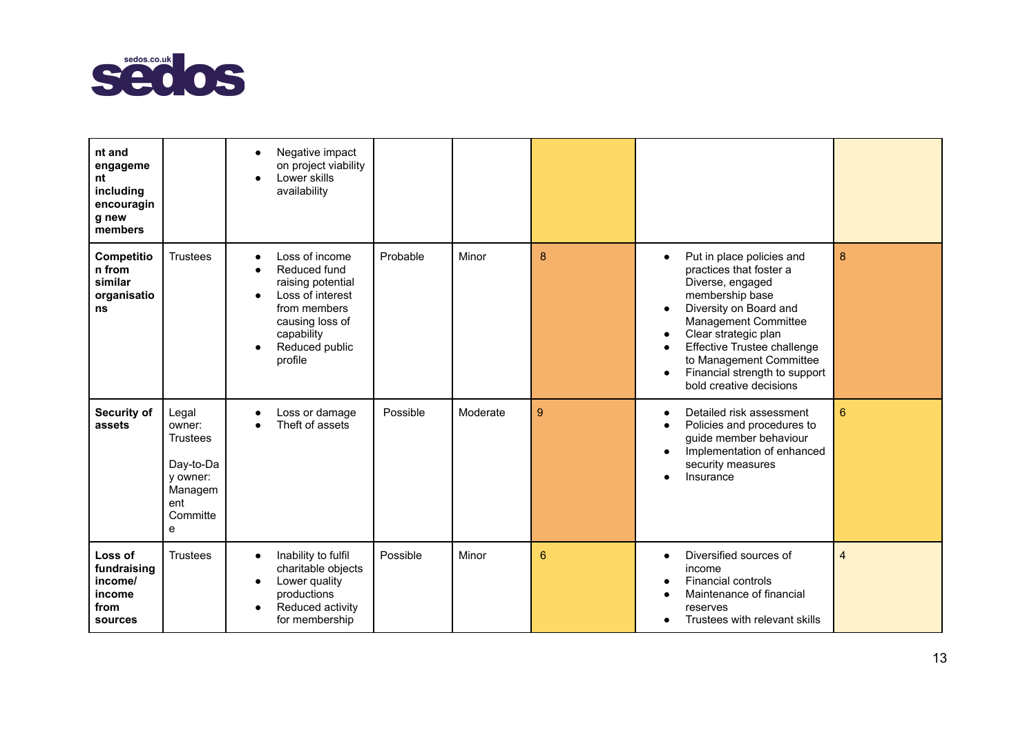| nt and engagement including encouraging new members | | • Negative impact on project viability<br>• Lower skills availability | | | | | |
|---|---|---|---|---|---|---|---|
| **Competition from similar organisations** | Trustees | • Loss of income<br>• Reduced fund raising potential<br>• Loss of interest from members causing loss of capability<br>• Reduced public profile | Probable | Minor | 8 | • Put in place policies and practices that foster a Diverse, engaged membership base<br>• Diversity on Board and Management Committee<br>• Clear strategic plan<br>• Effective Trustee challenge to Management Committee<br>• Financial strength to support bold creative decisions | 8 |
| **Security of assets** | Legal owner: Trustees<br><br>Day-to-Day owner: Management Committee | • Loss or damage<br>• Theft of assets | Possible | Moderate | 9 | • Detailed risk assessment<br>• Policies and procedures to guide member behaviour<br>• Implementation of enhanced security measures<br>• Insurance | 6 |
| **Loss of fundraising income/ income from sources** | Trustees | • Inability to fulfil charitable objects<br>• Lower quality productions<br>• Reduced activity for membership | Possible | Minor | 6 | • Diversified sources of income<br>• Financial controls<br>• Maintenance of financial reserves<br>• Trustees with relevant skills | 4 |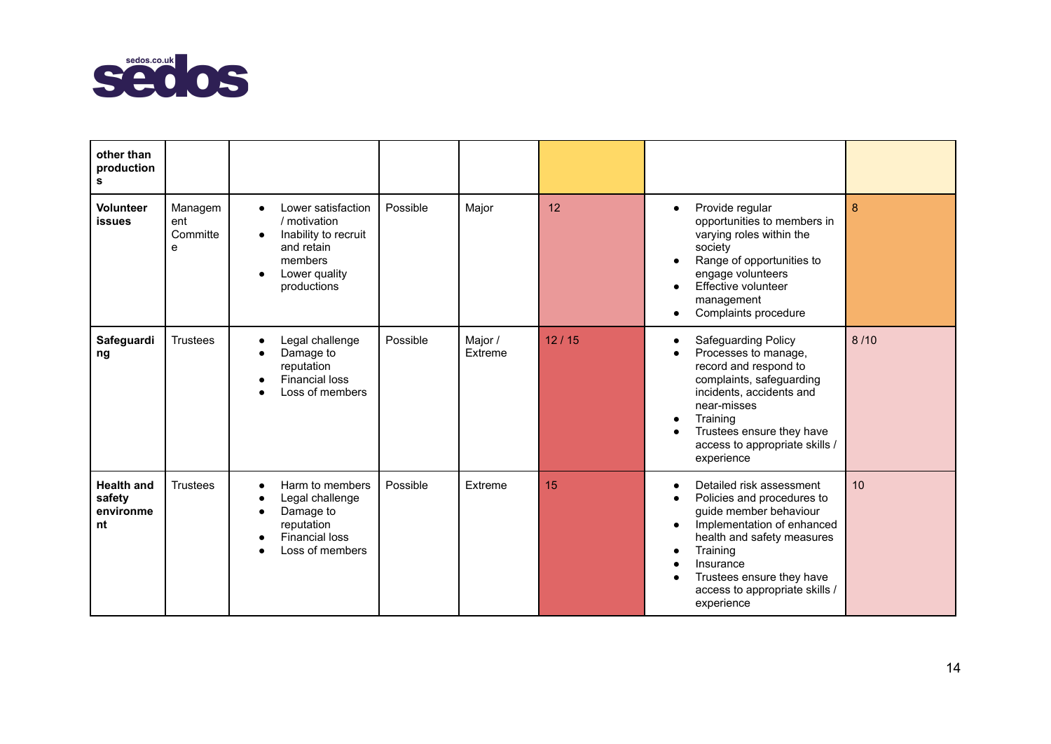| other than productions | | | | | | | |
|---|---|---|---|---|---|---|---|
| **Volunteer issues** | Management Committee | • Lower satisfaction / motivation<br>• Inability to recruit and retain members<br>• Lower quality productions | Possible | Major | 12 | • Provide regular opportunities to members in varying roles within the society<br>• Range of opportunities to engage volunteers<br>• Effective volunteer management<br>• Complaints procedure | 8 |
| **Safeguarding** | Trustees | • Legal challenge<br>• Damage to reputation<br>• Financial loss<br>• Loss of members | Possible | Major / Extreme | 12 / 15 | • Safeguarding Policy<br>• Processes to manage, record and respond to complaints, safeguarding incidents, accidents and near-misses<br>• Training<br>• Trustees ensure they have access to appropriate skills / experience | 8 /10 |
| **Health and safety environment** | Trustees | • Harm to members<br>• Legal challenge<br>• Damage to reputation<br>• Financial loss<br>• Loss of members | Possible | Extreme | 15 | • Detailed risk assessment<br>• Policies and procedures to guide member behaviour<br>• Implementation of enhanced health and safety measures<br>• Training<br>• Insurance<br>• Trustees ensure they have access to appropriate skills / experience | 10 |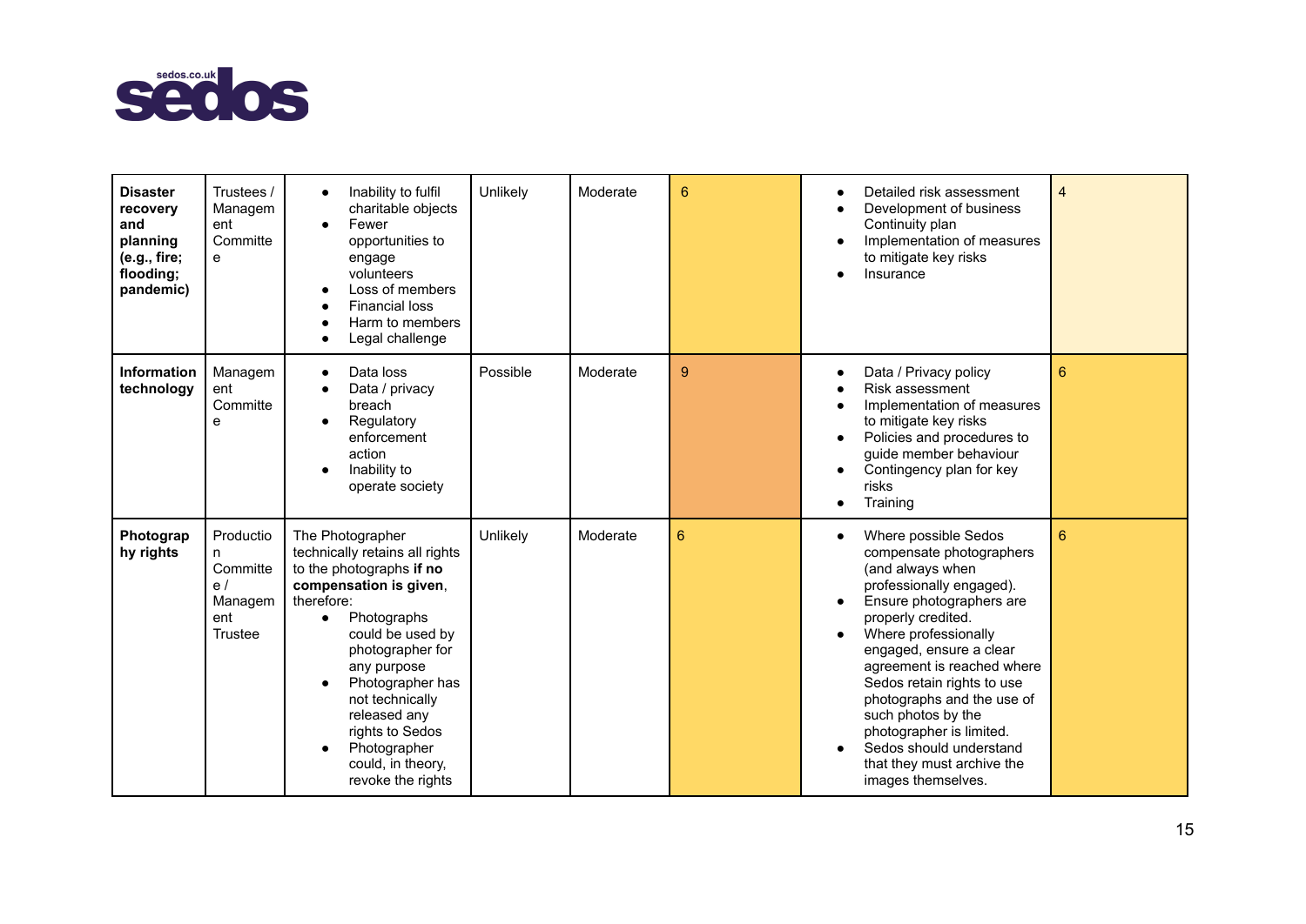| | | | | | | | |
|---|---|---|---|---|---|---|---|
| **Disaster recovery and planning (e.g., fire; flooding; pandemic)** | Trustees / Management Committee | • Inability to fulfil charitable objects<br>• Fewer opportunities to engage volunteers<br>• Loss of members<br>• Financial loss<br>• Harm to members<br>• Legal challenge | Unlikely | Moderate | 6 | • Detailed risk assessment<br>• Development of business Continuity plan<br>• Implementation of measures to mitigate key risks<br>• Insurance | 4 |
| **Information technology** | Management Committee | • Data loss<br>• Data / privacy breach<br>• Regulatory enforcement action<br>• Inability to operate society | Possible | Moderate | 9 | • Data / Privacy policy<br>• Risk assessment<br>• Implementation of measures to mitigate key risks<br>• Policies and procedures to guide member behaviour<br>• Contingency plan for key risks<br>• Training | 6 |
| **Photography rights** | Production Committee / Management Trustee | The Photographer technically retains all rights to the photographs **if no compensation is given**, therefore:<br>• Photographs could be used by photographer for any purpose<br>• Photographer has not technically released any rights to Sedos<br>• Photographer could, in theory, revoke the rights | Unlikely | Moderate | 6 | • Where possible Sedos compensate photographers (and always when professionally engaged).<br>• Ensure photographers are properly credited.<br>• Where professionally engaged, ensure a clear agreement is reached where Sedos retain rights to use photographs and the use of such photos by the photographer is limited.<br>• Sedos should understand that they must archive the images themselves. | 6 |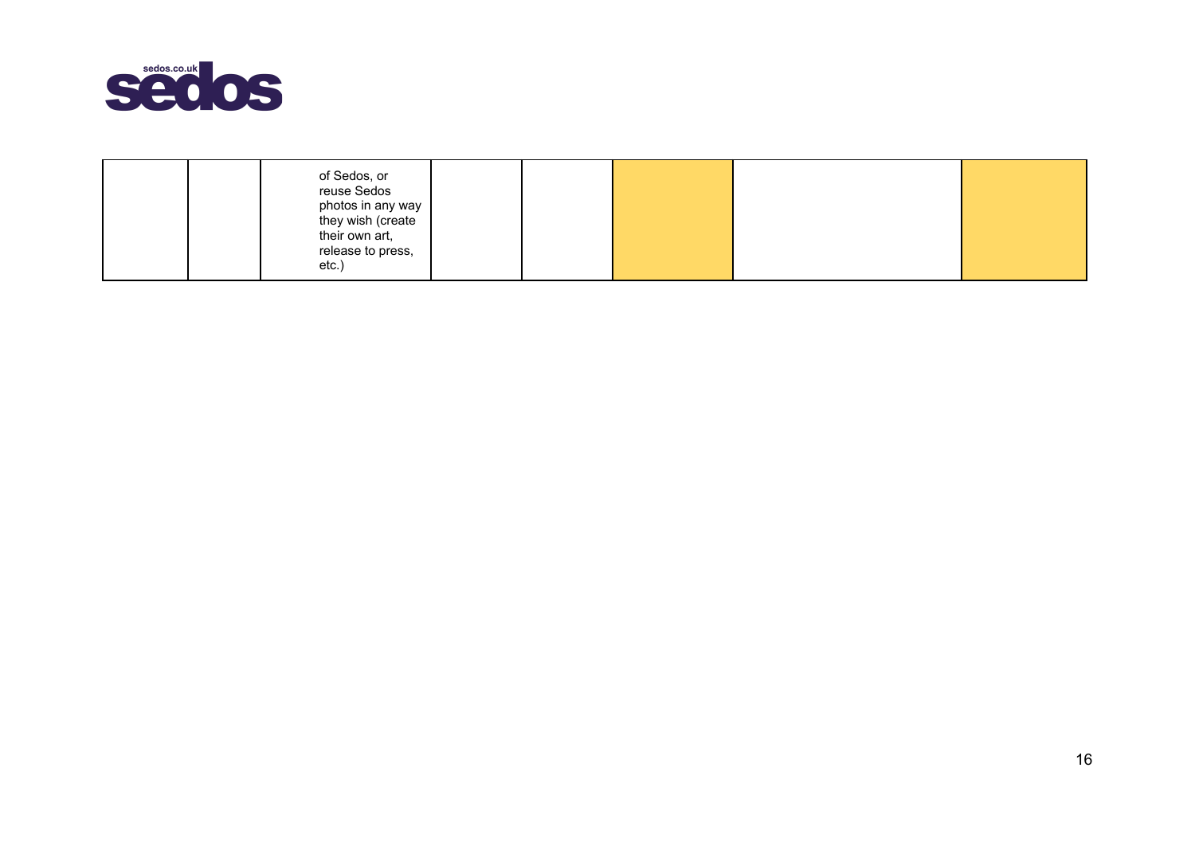| | | | | | | | |
|---|---|---|---|---|---|---|---|
| | | of Sedos, or reuse Sedos photos in any way they wish (create their own art, release to press, etc.) | | | | | |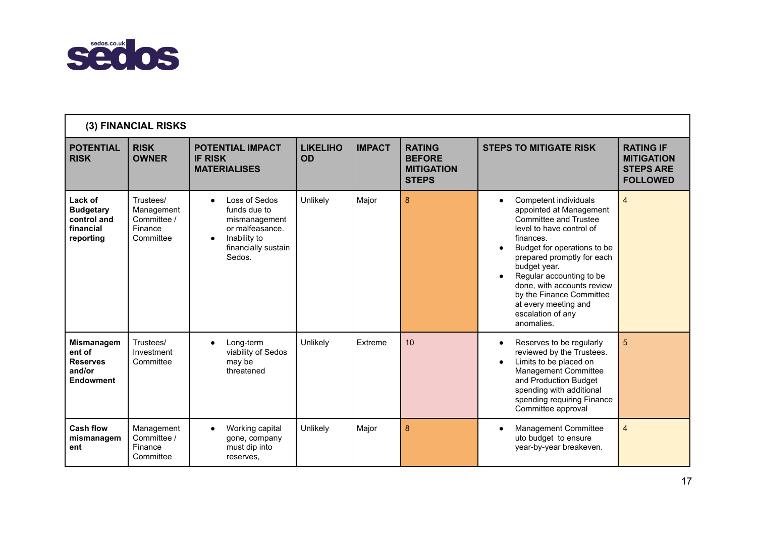## (3) FINANCIAL RISKS

| POTENTIAL RISK | RISK OWNER | POTENTIAL IMPACT IF RISK MATERIALISES | LIKELIHOOD | IMPACT | RATING BEFORE MITIGATION STEPS | STEPS TO MITIGATE RISK | RATING IF MITIGATION STEPS ARE FOLLOWED |
|---|---|---|---|---|---|---|---|
| **Lack of Budgetary control and financial reporting** | Trustees/ Management Committee / Finance Committee | • Loss of Sedos funds due to mismanagement or malfeasance.<br>• Inability to financially sustain Sedos. | Unlikely | Major | 8 | • Competent individuals appointed at Management Committee and Trustee level to have control of finances.<br>• Budget for operations to be prepared promptly for each budget year.<br>• Regular accounting to be done, with accounts review by the Finance Committee at every meeting and escalation of any anomalies. | 4 |
| **Mismanagement of Reserves and/or Endowment** | Trustees/ Investment Committee | • Long-term viability of Sedos may be threatened | Unlikely | Extreme | 10 | • Reserves to be regularly reviewed by the Trustees.<br>• Limits to be placed on Management Committee and Production Budget spending with additional spending requiring Finance Committee approval | 5 |
| **Cash flow mismanagement** | Management Committee / Finance Committee | • Working capital gone, company must dip into reserves, | Unlikely | Major | 8 | • Management Committee uto budget to ensure year-by-year breakeven. | 4 |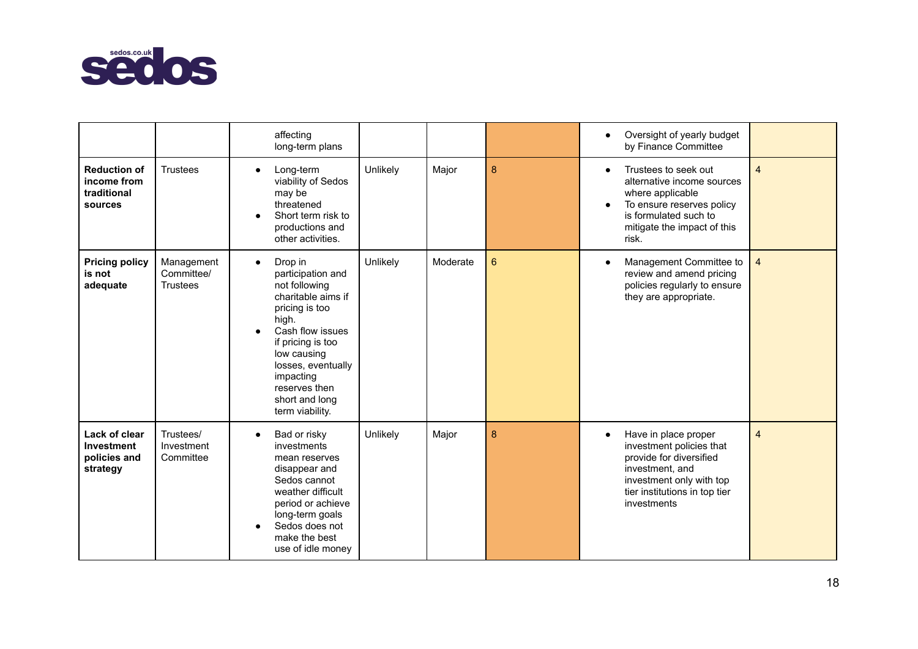| | | | | | | | |
|---|---|---|---|---|---|---|---|
| | | affecting long-term plans | | | | • Oversight of yearly budget by Finance Committee | |
| **Reduction of income from traditional sources** | Trustees | • Long-term viability of Sedos may be threatened<br>• Short term risk to productions and other activities. | Unlikely | Major | 8 | • Trustees to seek out alternative income sources where applicable<br>• To ensure reserves policy is formulated such to mitigate the impact of this risk. | 4 |
| **Pricing policy is not adequate** | Management Committee/ Trustees | • Drop in participation and not following charitable aims if pricing is too high.<br>• Cash flow issues if pricing is too low causing losses, eventually impacting reserves then short and long term viability. | Unlikely | Moderate | 6 | • Management Committee to review and amend pricing policies regularly to ensure they are appropriate. | 4 |
| **Lack of clear Investment policies and strategy** | Trustees/ Investment Committee | • Bad or risky investments mean reserves disappear and Sedos cannot weather difficult period or achieve long-term goals<br>• Sedos does not make the best use of idle money | Unlikely | Major | 8 | • Have in place proper investment policies that provide for diversified investment, and investment only with top tier institutions in top tier investments | 4 |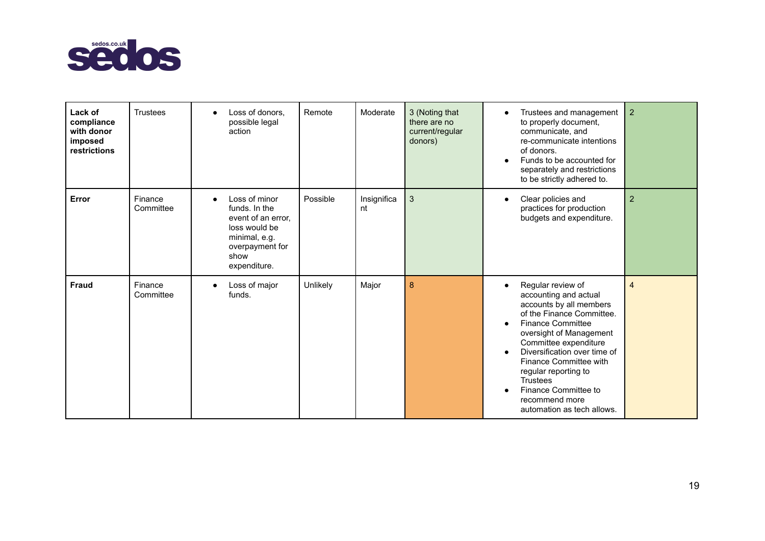| | | | | | | | |
|---|---|---|---|---|---|---|---|
| **Lack of compliance with donor imposed restrictions** | Trustees | • Loss of donors, possible legal action | Remote | Moderate | 3 (Noting that there are no current/regular donors) | • Trustees and management to properly document, communicate, and re-communicate intentions of donors.<br>• Funds to be accounted for separately and restrictions to be strictly adhered to. | 2 |
| **Error** | Finance Committee | • Loss of minor funds. In the event of an error, loss would be minimal, e.g. overpayment for show expenditure. | Possible | Insignificant | 3 | • Clear policies and practices for production budgets and expenditure. | 2 |
| **Fraud** | Finance Committee | • Loss of major funds. | Unlikely | Major | 8 | • Regular review of accounting and actual accounts by all members of the Finance Committee.<br>• Finance Committee oversight of Management Committee expenditure<br>• Diversification over time of Finance Committee with regular reporting to Trustees<br>• Finance Committee to recommend more automation as tech allows. | 4 |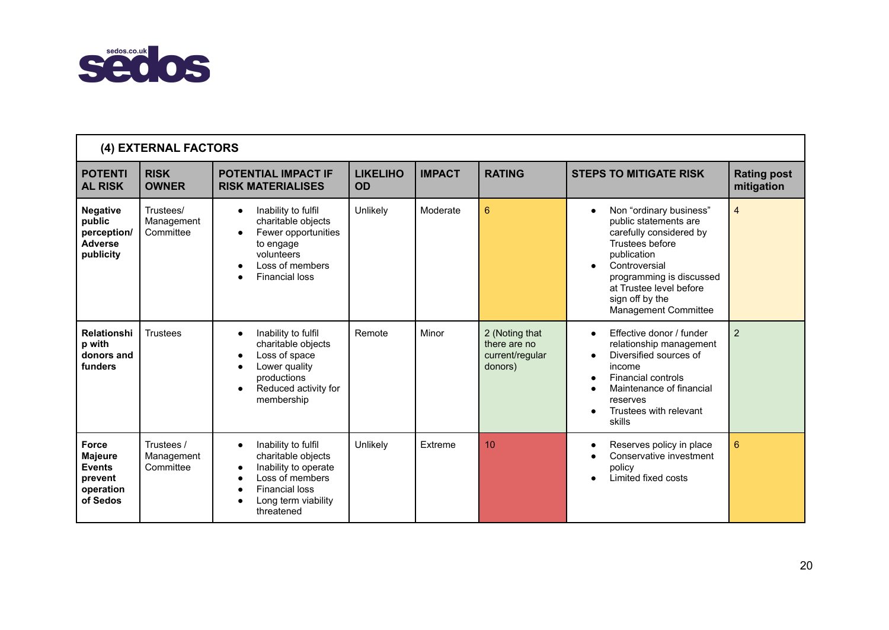| (4) EXTERNAL FACTORS | | | | | | | |
|---|---|---|---|---|---|---|---|
| **POTENTIAL RISK** | **RISK OWNER** | **POTENTIAL IMPACT IF RISK MATERIALISES** | **LIKELIHOOD** | **IMPACT** | **RATING** | **STEPS TO MITIGATE RISK** | **Rating post mitigation** |
| **Negative public perception/ Adverse publicity** | Trustees/ Management Committee | • Inability to fulfil charitable objects<br>• Fewer opportunities to engage volunteers<br>• Loss of members<br>• Financial loss | Unlikely | Moderate | 6 | • Non "ordinary business" public statements are carefully considered by Trustees before publication<br>• Controversial programming is discussed at Trustee level before sign off by the Management Committee | 4 |
| **Relationship with donors and funders** | Trustees | • Inability to fulfil charitable objects<br>• Loss of space<br>• Lower quality productions<br>• Reduced activity for membership | Remote | Minor | 2 (Noting that there are no current/regular donors) | • Effective donor / funder relationship management<br>• Diversified sources of income<br>• Financial controls<br>• Maintenance of financial reserves<br>• Trustees with relevant skills | 2 |
| **Force Majeure Events prevent operation of Sedos** | Trustees / Management Committee | • Inability to fulfil charitable objects<br>• Inability to operate<br>• Loss of members<br>• Financial loss<br>• Long term viability threatened | Unlikely | Extreme | 10 | • Reserves policy in place<br>• Conservative investment policy<br>• Limited fixed costs | 6 |